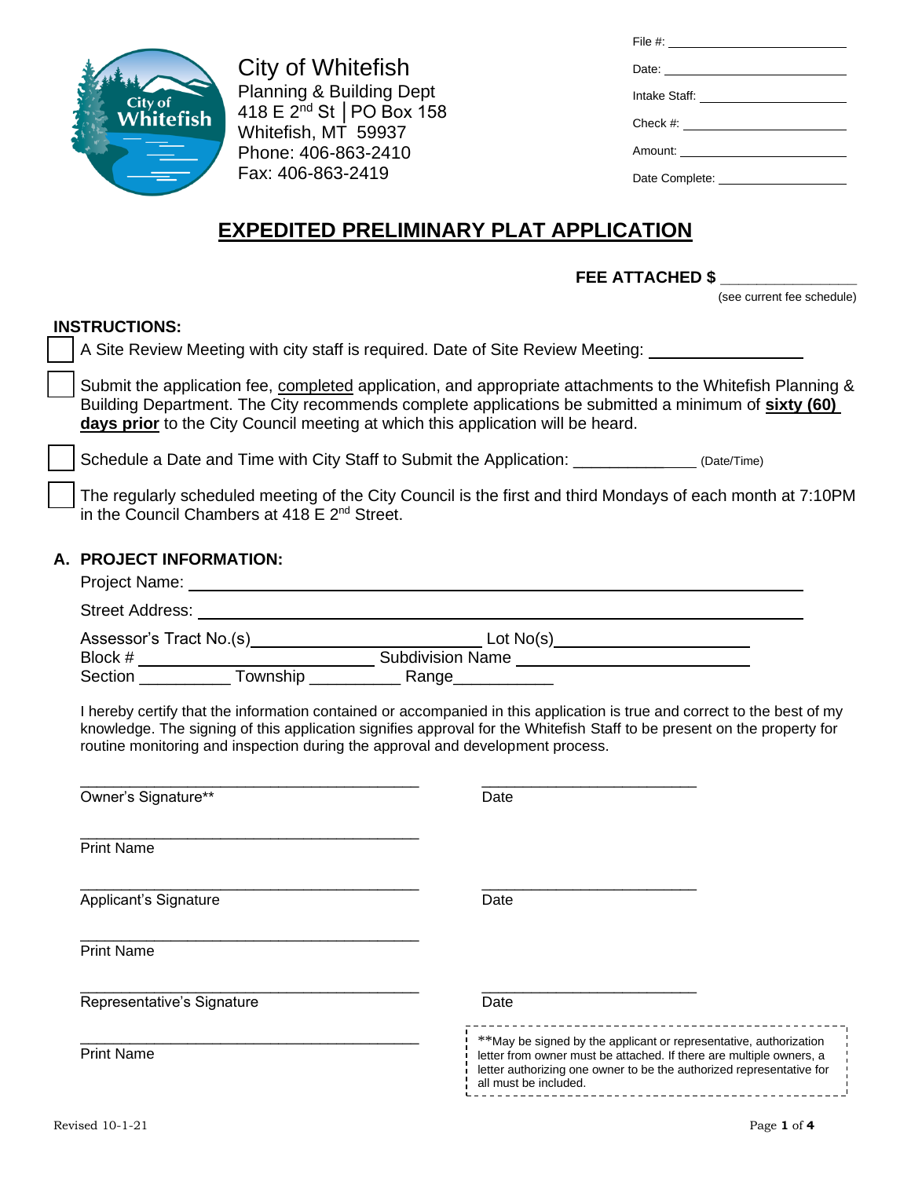City of Whitefish
Planning & Building Dept
418 E 2nd St │PO Box 158
Whitefish, MT 59937
Phone: 406-863-2410
Fax: 406-863-2419

File #: ______________________
Date: ______________________
Intake Staff: ______________________
Check #: ______________________
Amount: ______________________
Date Complete: ______________________

# EXPEDITED PRELIMINARY PLAT APPLICATION

**FEE ATTACHED $ _______________**
(see current fee schedule)

## INSTRUCTIONS:

- ☐ A Site Review Meeting with city staff is required. Date of Site Review Meeting: _______________
- ☐ Submit the application fee, completed application, and appropriate attachments to the Whitefish Planning & Building Department. The City recommends complete applications be submitted a minimum of **sixty (60) days prior** to the City Council meeting at which this application will be heard.
- ☐ Schedule a Date and Time with City Staff to Submit the Application: _______________ (Date/Time)
- ☐ The regularly scheduled meeting of the City Council is the first and third Mondays of each month at 7:10PM in the Council Chambers at 418 E 2nd Street.

## A. PROJECT INFORMATION:

Project Name: ________________________________________________

Street Address: ________________________________________________

Assessor's Tract No.(s) ______________________ Lot No(s) ______________________
Block # ______________________ Subdivision Name ______________________
Section __________ Township __________ Range __________

I hereby certify that the information contained or accompanied in this application is true and correct to the best of my knowledge. The signing of this application signifies approval for the Whitefish Staff to be present on the property for routine monitoring and inspection during the approval and development process.

________________________________________ ________________________
Owner's Signature** Date

________________________________________
Print Name

________________________________________ ________________________
Applicant's Signature Date

________________________________________
Print Name

________________________________________ ________________________
Representative's Signature Date

________________________________________
Print Name

**May be signed by the applicant or representative, authorization letter from owner must be attached. If there are multiple owners, a letter authorizing one owner to be the authorized representative for all must be included.

Revised 10-1-21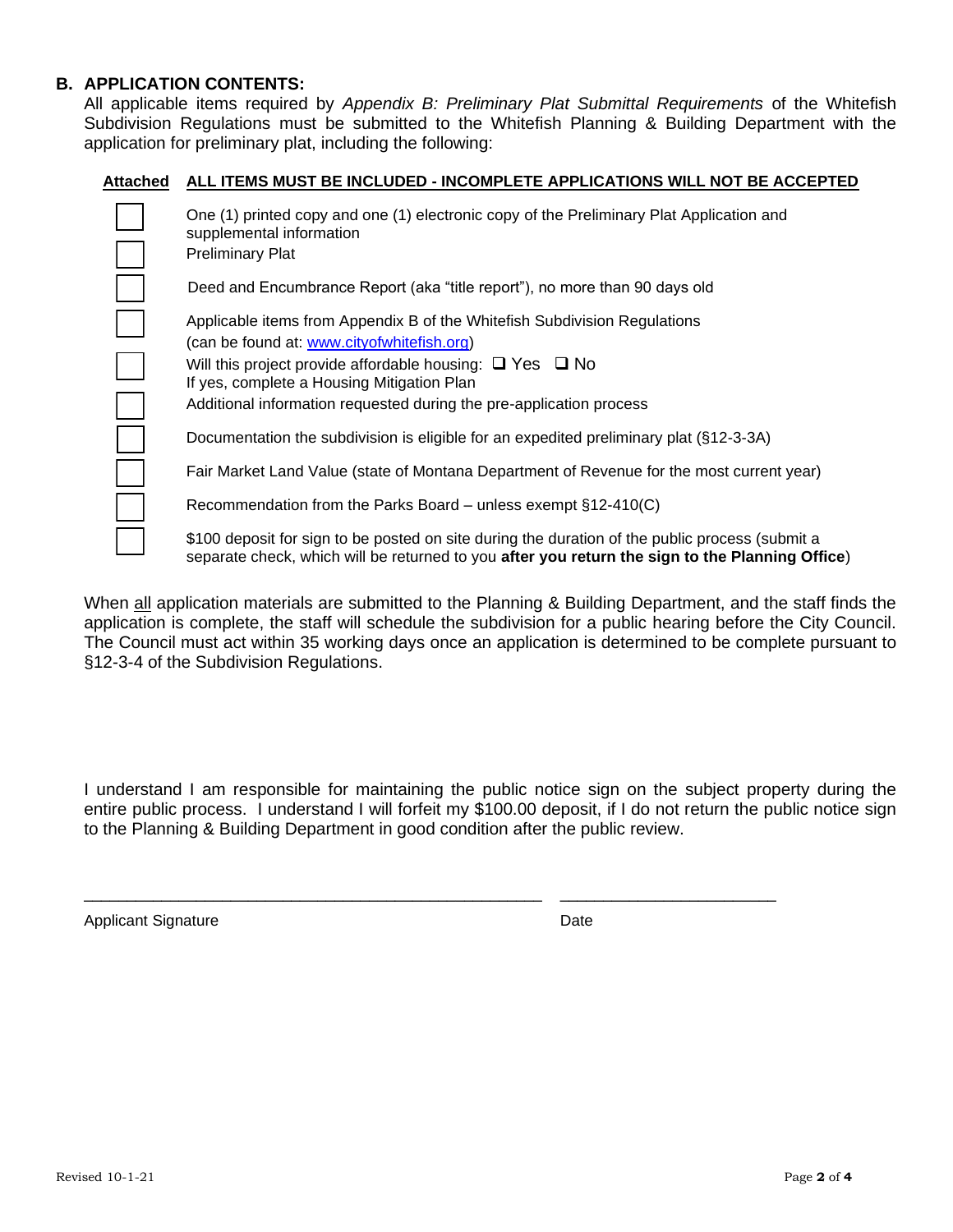## B. APPLICATION CONTENTS:

All applicable items required by *Appendix B: Preliminary Plat Submittal Requirements* of the Whitefish Subdivision Regulations must be submitted to the Whitefish Planning & Building Department with the application for preliminary plat, including the following:

| <u>**Attached**</u> | <u>**ALL ITEMS MUST BE INCLUDED - INCOMPLETE APPLICATIONS WILL NOT BE ACCEPTED**</u> |
|---|---|
| ☐ | One (1) printed copy and one (1) electronic copy of the Preliminary Plat Application and supplemental information |
| ☐ | Preliminary Plat |
| ☐ | Deed and Encumbrance Report (aka "title report"), no more than 90 days old |
| ☐ | Applicable items from Appendix B of the Whitefish Subdivision Regulations (can be found at: [www.cityofwhitefish.org](http://www.cityofwhitefish.org)) |
| ☐ | Will this project provide affordable housing: ❑ Yes ❑ No<br>If yes, complete a Housing Mitigation Plan |
| ☐ | Additional information requested during the pre-application process |
| ☐ | Documentation the subdivision is eligible for an expedited preliminary plat (§12-3-3A) |
| ☐ | Fair Market Land Value (state of Montana Department of Revenue for the most current year) |
| ☐ | Recommendation from the Parks Board – unless exempt §12-410(C) |
| ☐ | $100 deposit for sign to be posted on site during the duration of the public process (submit a separate check, which will be returned to you **after you return the sign to the Planning Office**) |

When <u>all</u> application materials are submitted to the Planning & Building Department, and the staff finds the application is complete, the staff will schedule the subdivision for a public hearing before the City Council. The Council must act within 35 working days once an application is determined to be complete pursuant to §12-3-4 of the Subdivision Regulations.

I understand I am responsible for maintaining the public notice sign on the subject property during the entire public process. I understand I will forfeit my $100.00 deposit, if I do not return the public notice sign to the Planning & Building Department in good condition after the public review.

\_\_\_\_\_\_\_\_\_\_\_\_\_\_\_\_\_\_\_\_\_\_\_\_\_\_\_\_\_\_\_\_\_\_\_\_\_\_\_\_\_\_\_ \_\_\_\_\_\_\_\_\_\_\_\_\_\_\_\_\_\_\_\_\_\_\_\_

Applicant Signature Date

Revised 10-1-21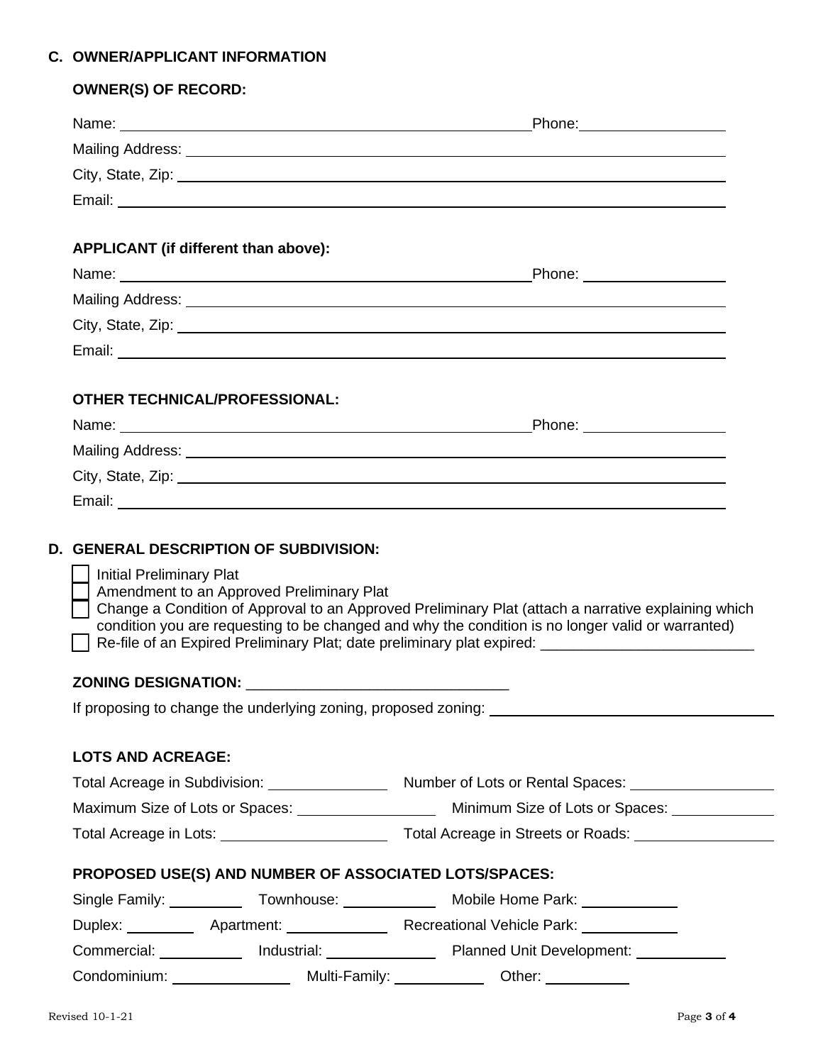## C. OWNER/APPLICANT INFORMATION

**OWNER(S) OF RECORD:**

Name: ______________________________ Phone: __________________

Mailing Address: ______________________________

City, State, Zip: ______________________________

Email: ______________________________

**APPLICANT (if different than above):**

Name: ______________________________ Phone: __________________

Mailing Address: ______________________________

City, State, Zip: ______________________________

Email: ______________________________

**OTHER TECHNICAL/PROFESSIONAL:**

Name: ______________________________ Phone: __________________

Mailing Address: ______________________________

City, State, Zip: ______________________________

Email: ______________________________

## D. GENERAL DESCRIPTION OF SUBDIVISION:

- ☐ Initial Preliminary Plat
- ☐ Amendment to an Approved Preliminary Plat
- ☐ Change a Condition of Approval to an Approved Preliminary Plat (attach a narrative explaining which condition you are requesting to be changed and why the condition is no longer valid or warranted)
- ☐ Re-file of an Expired Preliminary Plat; date preliminary plat expired: __________________________

**ZONING DESIGNATION:** ________________________________

If proposing to change the underlying zoning, proposed zoning: ______________________________

**LOTS AND ACREAGE:**

Total Acreage in Subdivision: _______________ Number of Lots or Rental Spaces: __________________

Maximum Size of Lots or Spaces: _________________ Minimum Size of Lots or Spaces: _____________

Total Acreage in Lots: _____________________ Total Acreage in Streets or Roads: _________________

**PROPOSED USE(S) AND NUMBER OF ASSOCIATED LOTS/SPACES:**

Single Family: __________ Townhouse: ____________ Mobile Home Park: ____________

Duplex: _________ Apartment: _____________ Recreational Vehicle Park: ____________

Commercial: ___________ Industrial: ______________ Planned Unit Development: ____________

Condominium: _______________ Multi-Family: ____________ Other: ___________

Revised 10-1-21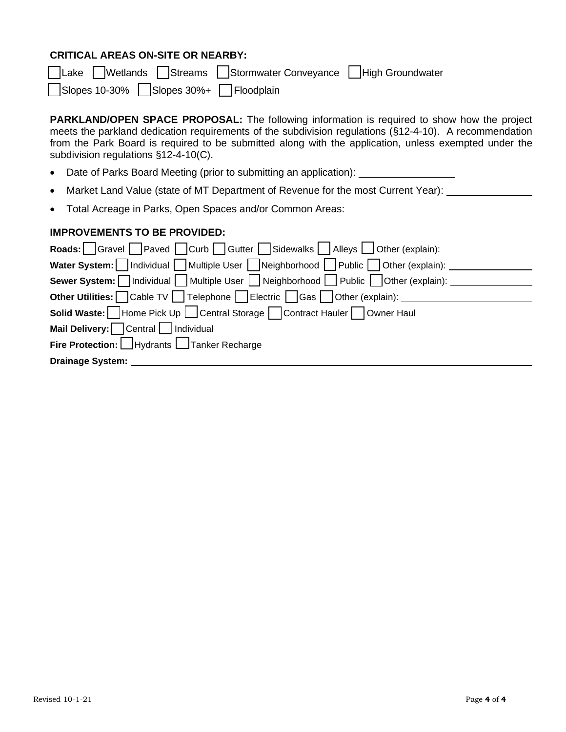### CRITICAL AREAS ON-SITE OR NEARBY:

☐ Lake ☐ Wetlands ☐ Streams ☐ Stormwater Conveyance ☐ High Groundwater

☐ Slopes 10-30% ☐ Slopes 30%+ ☐ Floodplain

**PARKLAND/OPEN SPACE PROPOSAL:** The following information is required to show how the project meets the parkland dedication requirements of the subdivision regulations (§12-4-10). A recommendation from the Park Board is required to be submitted along with the application, unless exempted under the subdivision regulations §12-4-10(C).

- Date of Parks Board Meeting (prior to submitting an application): _________________
- Market Land Value (state of MT Department of Revenue for the most Current Year): _______________
- Total Acreage in Parks, Open Spaces and/or Common Areas: _____________________

### IMPROVEMENTS TO BE PROVIDED:

**Roads:** ☐ Gravel ☐ Paved ☐ Curb ☐ Gutter ☐ Sidewalks ☐ Alleys ☐ Other (explain): _________________

**Water System:** ☐ Individual ☐ Multiple User ☐ Neighborhood ☐ Public ☐ Other (explain): _________________

**Sewer System:** ☐ Individual ☐ Multiple User ☐ Neighborhood ☐ Public ☐ Other (explain): _________________

**Other Utilities:** ☐ Cable TV ☐ Telephone ☐ Electric ☐ Gas ☐ Other (explain): _________________________

**Solid Waste:** ☐ Home Pick Up ☐ Central Storage ☐ Contract Hauler ☐ Owner Haul

**Mail Delivery:** ☐ Central ☐ Individual

**Fire Protection:** ☐ Hydrants ☐ Tanker Recharge

**Drainage System:** _____________________________________________________________________________